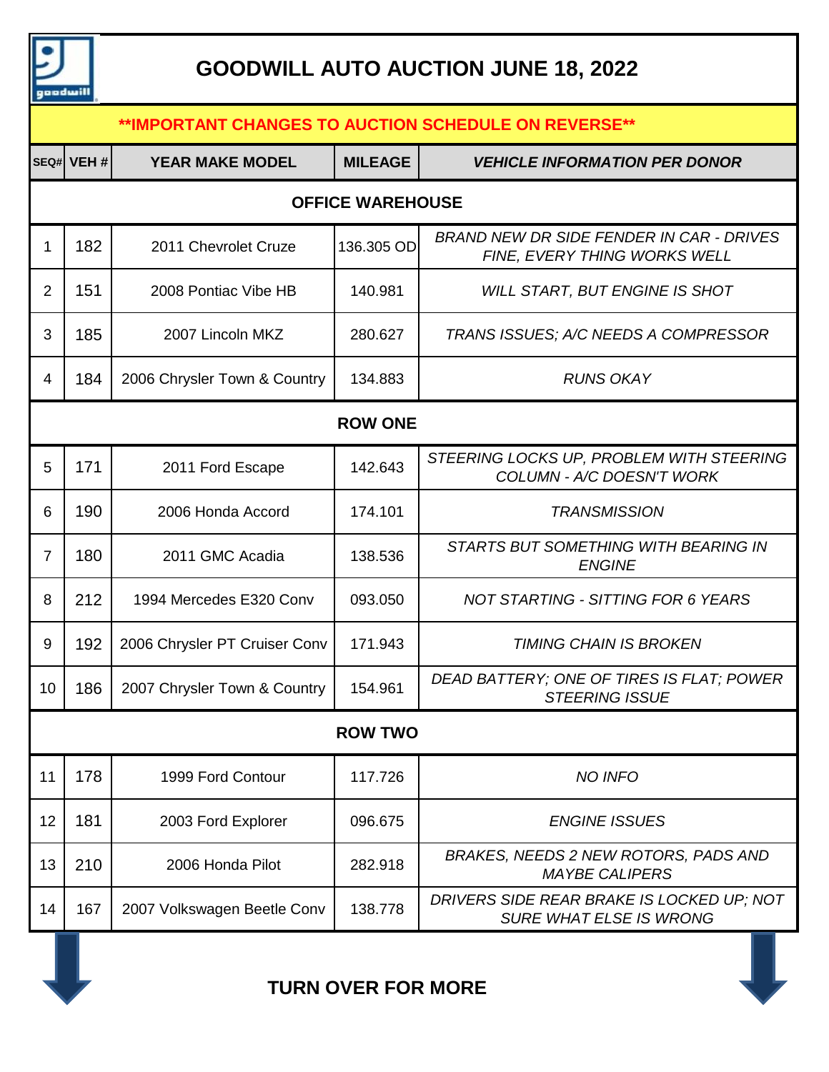# GOODWILL AUTO AUCTION JUNE 18, 2022

****IMPORTANT CHANGES TO AUCTION SCHEDULE ON REVERSE****

| SEQ# | VEH # | YEAR MAKE MODEL | MILEAGE | *VEHICLE INFORMATION PER DONOR* |
|---|---|---|---|---|
| **OFFICE WAREHOUSE** | | | | |
| 1 | 182 | 2011 Chevrolet Cruze | 136.305 OD | *BRAND NEW DR SIDE FENDER IN CAR - DRIVES FINE, EVERY THING WORKS WELL* |
| 2 | 151 | 2008 Pontiac Vibe HB | 140.981 | *WILL START, BUT ENGINE IS SHOT* |
| 3 | 185 | 2007 Lincoln MKZ | 280.627 | *TRANS ISSUES; A/C NEEDS A COMPRESSOR* |
| 4 | 184 | 2006 Chrysler Town & Country | 134.883 | *RUNS OKAY* |
| **ROW ONE** | | | | |
| 5 | 171 | 2011 Ford Escape | 142.643 | *STEERING LOCKS UP, PROBLEM WITH STEERING COLUMN - A/C DOESN'T WORK* |
| 6 | 190 | 2006 Honda Accord | 174.101 | *TRANSMISSION* |
| 7 | 180 | 2011 GMC Acadia | 138.536 | *STARTS BUT SOMETHING WITH BEARING IN ENGINE* |
| 8 | 212 | 1994 Mercedes E320 Conv | 093.050 | *NOT STARTING - SITTING FOR 6 YEARS* |
| 9 | 192 | 2006 Chrysler PT Cruiser Conv | 171.943 | *TIMING CHAIN IS BROKEN* |
| 10 | 186 | 2007 Chrysler Town & Country | 154.961 | *DEAD BATTERY; ONE OF TIRES IS FLAT; POWER STEERING ISSUE* |
| **ROW TWO** | | | | |
| 11 | 178 | 1999 Ford Contour | 117.726 | *NO INFO* |
| 12 | 181 | 2003 Ford Explorer | 096.675 | *ENGINE ISSUES* |
| 13 | 210 | 2006 Honda Pilot | 282.918 | *BRAKES, NEEDS 2 NEW ROTORS, PADS AND MAYBE CALIPERS* |
| 14 | 167 | 2007 Volkswagen Beetle Conv | 138.778 | *DRIVERS SIDE REAR BRAKE IS LOCKED UP; NOT SURE WHAT ELSE IS WRONG* |

**TURN OVER FOR MORE**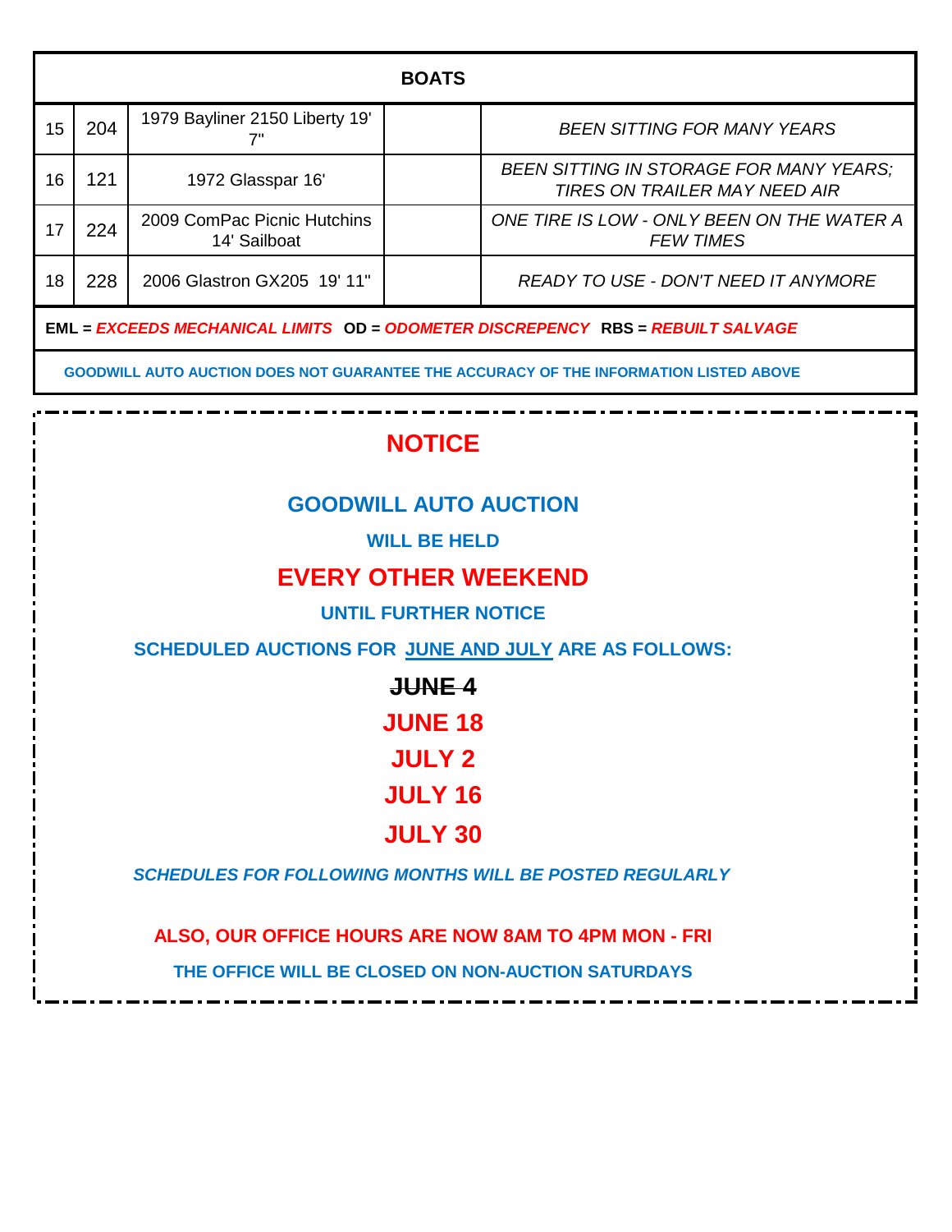| BOATS | | | | |
|---|---|---|---|---|
| 15 | 204 | 1979 Bayliner 2150 Liberty 19' 7" | | *BEEN SITTING FOR MANY YEARS* |
| 16 | 121 | 1972 Glasspar 16' | | *BEEN SITTING IN STORAGE FOR MANY YEARS; TIRES ON TRAILER MAY NEED AIR* |
| 17 | 224 | 2009 ComPac Picnic Hutchins 14' Sailboat | | *ONE TIRE IS LOW - ONLY BEEN ON THE WATER A FEW TIMES* |
| 18 | 228 | 2006 Glastron GX205 19' 11" | | *READY TO USE - DON'T NEED IT ANYMORE* |

**EML =** ***EXCEEDS MECHANICAL LIMITS*** **OD =** ***ODOMETER DISCREPENCY*** **RBS =** ***REBUILT SALVAGE***

**GOODWILL AUTO AUCTION DOES NOT GUARANTEE THE ACCURACY OF THE INFORMATION LISTED ABOVE**

## NOTICE

**GOODWILL AUTO AUCTION**

**WILL BE HELD**

**EVERY OTHER WEEKEND**

**UNTIL FURTHER NOTICE**

**SCHEDULED AUCTIONS FOR JUNE AND JULY ARE AS FOLLOWS:**

**~~JUNE 4~~**

**JUNE 18**

**JULY 2**

**JULY 16**

**JULY 30**

***SCHEDULES FOR FOLLOWING MONTHS WILL BE POSTED REGULARLY***

**ALSO, OUR OFFICE HOURS ARE NOW 8AM TO 4PM MON - FRI**

**THE OFFICE WILL BE CLOSED ON NON-AUCTION SATURDAYS**